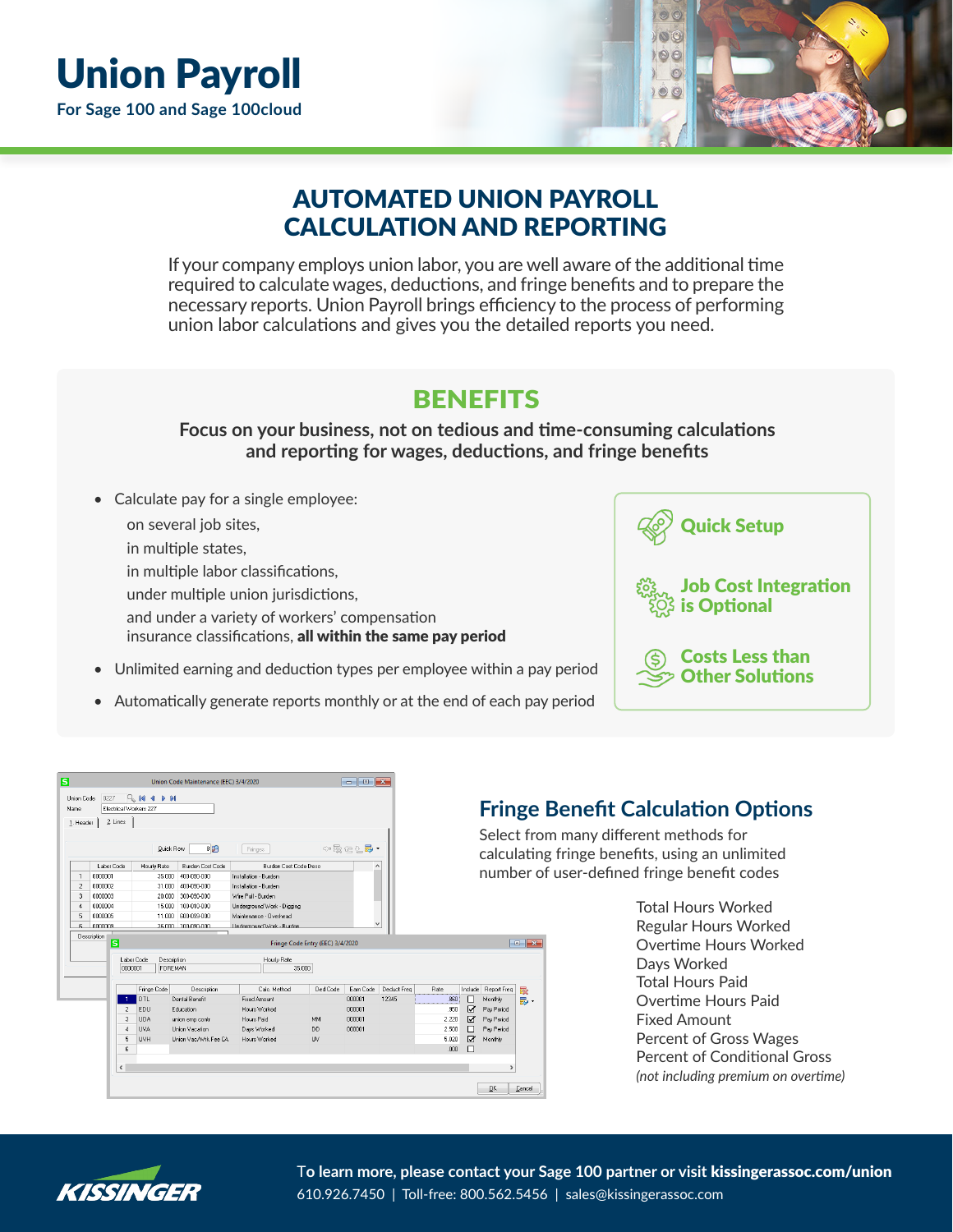# Union Payroll

**For Sage 100 and Sage 100cloud**

## AUTOMATED UNION PAYROLL CALCULATION AND REPORTING

If your company employs union labor, you are well aware of the additional time required to calculate wages, deductions, and fringe benefits and to prepare the necessary reports. Union Payroll brings efficiency to the process of performing union labor calculations and gives you the detailed reports you need.

## BENEFITS

**Focus on your business, not on tedious and time-consuming calculations and reporting for wages, deductions, and fringe benefits**

- Calculate pay for a single employee:
  - on several job sites,
  - in multiple states,
  - in multiple labor classifications,
  - under multiple union jurisdictions,
  - and under a variety of workers' compensation insurance classifications, **all within the same pay period**
- Unlimited earning and deduction types per employee within a pay period
- Automatically generate reports monthly or at the end of each pay period

**Quick Setup**

**Job Cost Integration is Optional**

**Costs Less than Other Solutions**

## Fringe Benefit Calculation Options

Select from many different methods for calculating fringe benefits, using an unlimited number of user-defined fringe benefit codes

Total Hours Worked
Regular Hours Worked
Overtime Hours Worked
Days Worked
Total Hours Paid
Overtime Hours Paid
Fixed Amount
Percent of Gross Wages
Percent of Conditional Gross
*(not including premium on overtime)*

To learn more, please contact your Sage 100 partner or visit **kissingerassoc.com/union**
610.926.7450 | Toll-free: 800.562.5456 | sales@kissingerassoc.com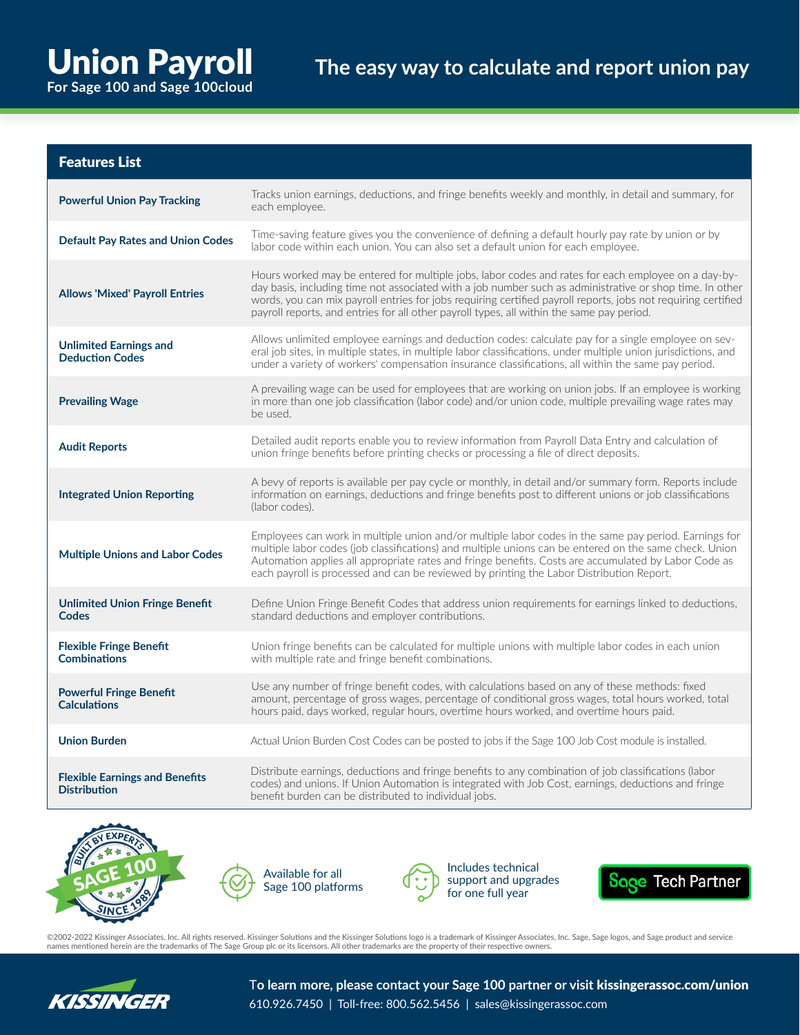# Union Payroll

**For Sage 100 and Sage 100cloud**

## The easy way to calculate and report union pay

| Features List | |
|---|---|
| **Powerful Union Pay Tracking** | Tracks union earnings, deductions, and fringe benefits weekly and monthly, in detail and summary, for each employee. |
| **Default Pay Rates and Union Codes** | Time-saving feature gives you the convenience of defining a default hourly pay rate by union or by labor code within each union. You can also set a default union for each employee. |
| **Allows 'Mixed' Payroll Entries** | Hours worked may be entered for multiple jobs, labor codes and rates for each employee on a day-by-day basis, including time not associated with a job number such as administrative or shop time. In other words, you can mix payroll entries for jobs requiring certified payroll reports, jobs not requiring certified payroll reports, and entries for all other payroll types, all within the same pay period. |
| **Unlimited Earnings and Deduction Codes** | Allows unlimited employee earnings and deduction codes: calculate pay for a single employee on several job sites, in multiple states, in multiple labor classifications, under multiple union jurisdictions, and under a variety of workers' compensation insurance classifications, all within the same pay period. |
| **Prevailing Wage** | A prevailing wage can be used for employees that are working on union jobs. If an employee is working in more than one job classification (labor code) and/or union code, multiple prevailing wage rates may be used. |
| **Audit Reports** | Detailed audit reports enable you to review information from Payroll Data Entry and calculation of union fringe benefits before printing checks or processing a file of direct deposits. |
| **Integrated Union Reporting** | A bevy of reports is available per pay cycle or monthly, in detail and/or summary form. Reports include information on earnings, deductions and fringe benefits post to different unions or job classifications (labor codes). |
| **Multiple Unions and Labor Codes** | Employees can work in multiple union and/or multiple labor codes in the same pay period. Earnings for multiple labor codes (job classifications) and multiple unions can be entered on the same check. Union Automation applies all appropriate rates and fringe benefits. Costs are accumulated by Labor Code as each payroll is processed and can be reviewed by printing the Labor Distribution Report. |
| **Unlimited Union Fringe Benefit Codes** | Define Union Fringe Benefit Codes that address union requirements for earnings linked to deductions, standard deductions and employer contributions. |
| **Flexible Fringe Benefit Combinations** | Union fringe benefits can be calculated for multiple unions with multiple labor codes in each union with multiple rate and fringe benefit combinations. |
| **Powerful Fringe Benefit Calculations** | Use any number of fringe benefit codes, with calculations based on any of these methods: fixed amount, percentage of gross wages, percentage of conditional gross wages, total hours worked, total hours paid, days worked, regular hours, overtime hours worked, and overtime hours paid. |
| **Union Burden** | Actual Union Burden Cost Codes can be posted to jobs if the Sage 100 Job Cost module is installed. |
| **Flexible Earnings and Benefits Distribution** | Distribute earnings, deductions and fringe benefits to any combination of job classifications (labor codes) and unions. If Union Automation is integrated with Job Cost, earnings, deductions and fringe benefit burden can be distributed to individual jobs. |

BUILT BY EXPERTS · SAGE 100 · SINCE 1989

Available for all Sage 100 platforms

Includes technical support and upgrades for one full year

Sage Tech Partner

©2002-2022 Kissinger Associates, Inc. All rights reserved. Kissinger Solutions and the Kissinger Solutions logo is a trademark of Kissinger Associates, Inc. Sage, Sage logos, and Sage product and service names mentioned herein are the trademarks of The Sage Group plc or its licensors. All other trademarks are the property of their respective owners.

KISSINGER

To learn more, please contact your Sage 100 partner or visit **kissingerassoc.com/union**

610.926.7450 | Toll-free: 800.562.5456 | sales@kissingerassoc.com